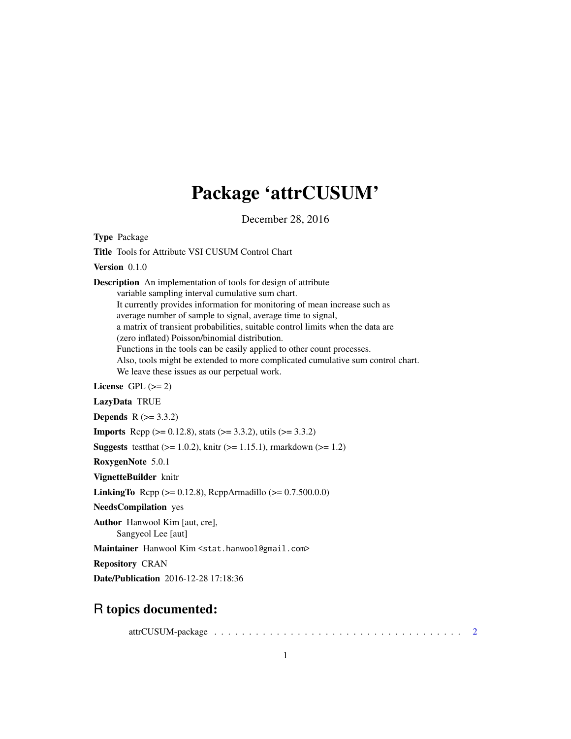# Package 'attrCUSUM'

December 28, 2016

**Type** Package

**Title** Tools for Attribute VSI CUSUM Control Chart

**Version** 0.1.0

**Description** An implementation of tools for design of attribute variable sampling interval cumulative sum chart. It currently provides information for monitoring of mean increase such as average number of sample to signal, average time to signal, a matrix of transient probabilities, suitable control limits when the data are (zero inflated) Poisson/binomial distribution. Functions in the tools can be easily applied to other count processes. Also, tools might be extended to more complicated cumulative sum control chart. We leave these issues as our perpetual work.

**License** GPL (>= 2)

**LazyData** TRUE

**Depends** R (>= 3.3.2)

**Imports** Rcpp (>= 0.12.8), stats (>= 3.3.2), utils (>= 3.3.2)

**Suggests** testthat (>= 1.0.2), knitr (>= 1.15.1), rmarkdown (>= 1.2)

**RoxygenNote** 5.0.1

**VignetteBuilder** knitr

**LinkingTo** Rcpp (>= 0.12.8), RcppArmadillo (>= 0.7.500.0.0)

**NeedsCompilation** yes

**Author** Hanwool Kim [aut, cre], Sangyeol Lee [aut]

**Maintainer** Hanwool Kim <stat.hanwool@gmail.com>

**Repository** CRAN

**Date/Publication** 2016-12-28 17:18:36

## R topics documented:

attrCUSUM-package . . . . . . . . . . . . . . . . . . . . . . . . . . . . . . . . . . . . 2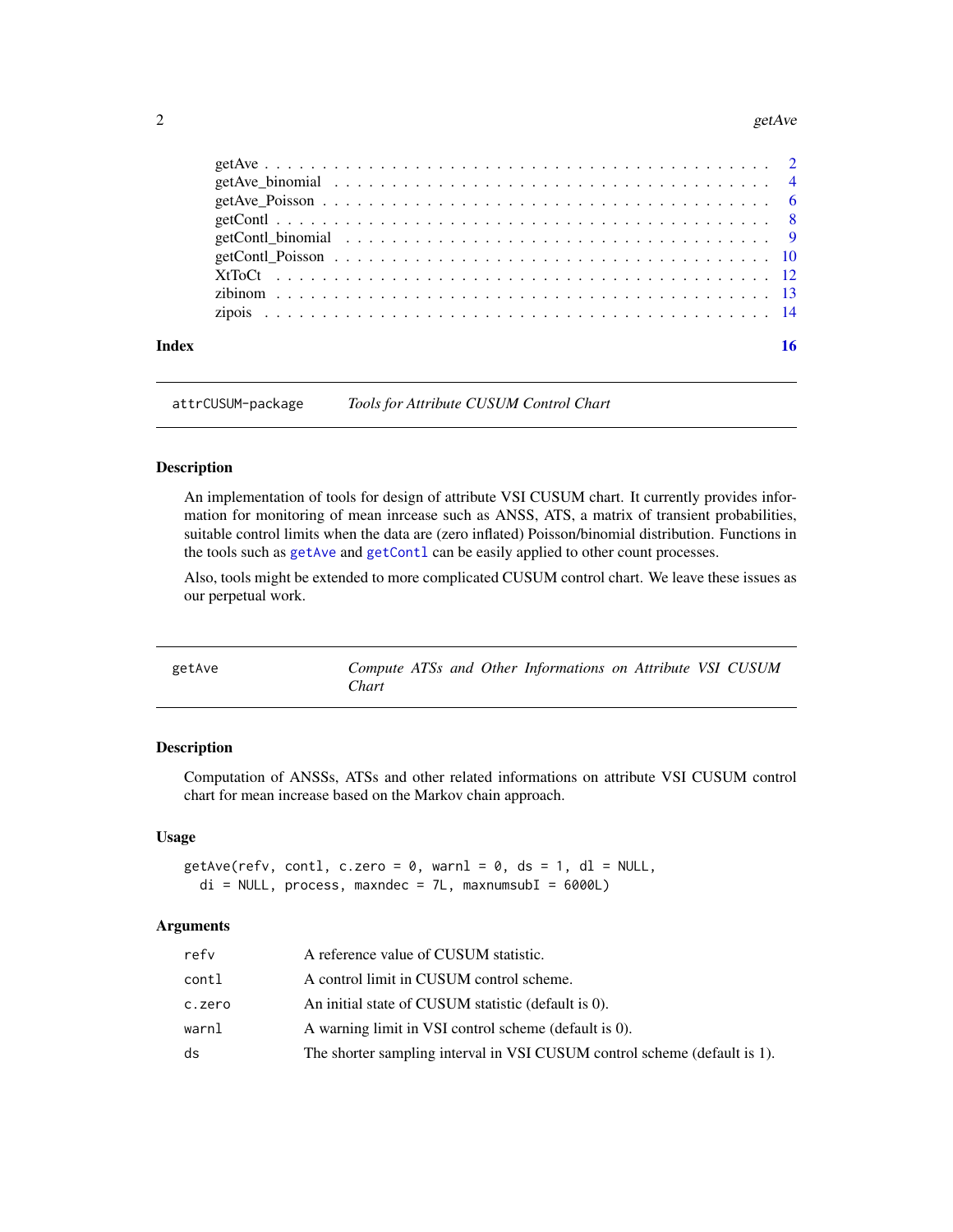| | |
|---|---|
| getAve | 2 |
| getAve_binomial | 4 |
| getAve_Poisson | 6 |
| getContl | 8 |
| getContl_binomial | 9 |
| getContl_Poisson | 10 |
| XtToCt | 12 |
| zibinom | 13 |
| zipois | 14 |

**Index** 16

---

## attrCUSUM-package — *Tools for Attribute CUSUM Control Chart*

### Description

An implementation of tools for design of attribute VSI CUSUM chart. It currently provides information for monitoring of mean inrcease such as ANSS, ATS, a matrix of transient probabilities, suitable control limits when the data are (zero inflated) Poisson/binomial distribution. Functions in the tools such as `getAve` and `getContl` can be easily applied to other count processes.

Also, tools might be extended to more complicated CUSUM control chart. We leave these issues as our perpetual work.

---

## getAve — *Compute ATSs and Other Informations on Attribute VSI CUSUM Chart*

### Description

Computation of ANSSs, ATSs and other related informations on attribute VSI CUSUM control chart for mean increase based on the Markov chain approach.

### Usage

```
getAve(refv, contl, c.zero = 0, warnl = 0, ds = 1, dl = NULL,
  di = NULL, process, maxndec = 7L, maxnumsubI = 6000L)
```

### Arguments

| | |
|---|---|
| `refv` | A reference value of CUSUM statistic. |
| `contl` | A control limit in CUSUM control scheme. |
| `c.zero` | An initial state of CUSUM statistic (default is 0). |
| `warnl` | A warning limit in VSI control scheme (default is 0). |
| `ds` | The shorter sampling interval in VSI CUSUM control scheme (default is 1). |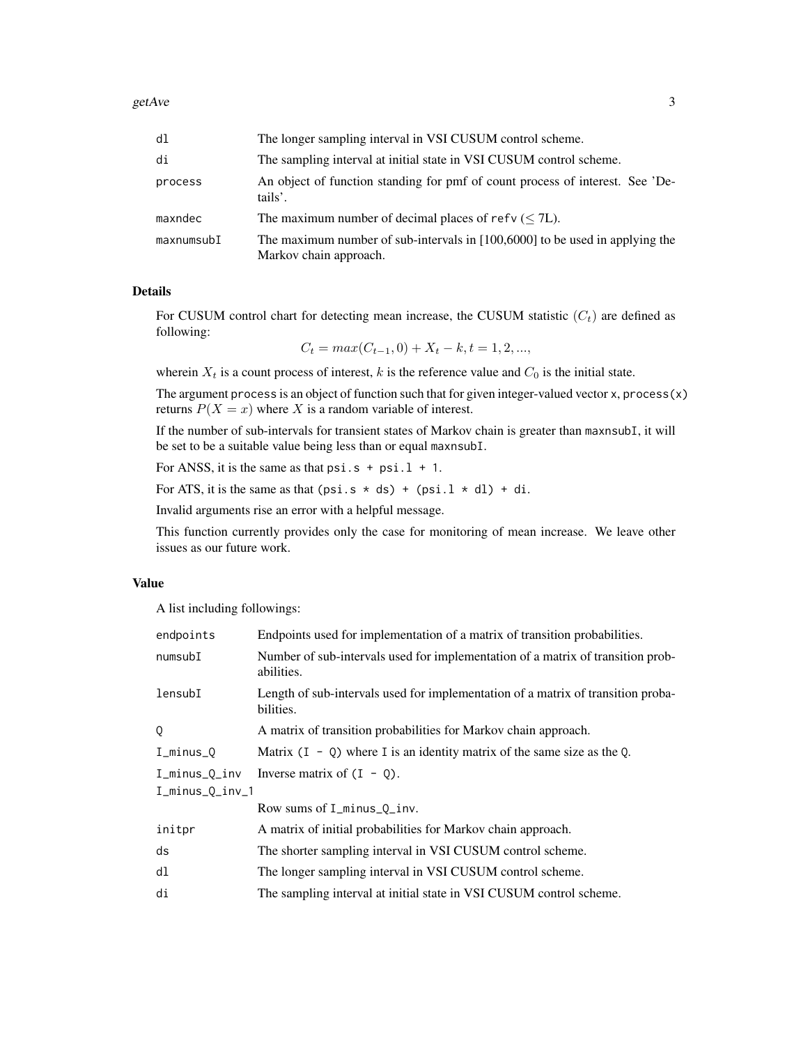| | |
|---|---|
| dl | The longer sampling interval in VSI CUSUM control scheme. |
| di | The sampling interval at initial state in VSI CUSUM control scheme. |
| process | An object of function standing for pmf of count process of interest. See 'Details'. |
| maxndec | The maximum number of decimal places of refv ($\leq$ 7L). |
| maxnumsubI | The maximum number of sub-intervals in [100,6000] to be used in applying the Markov chain approach. |

## Details

For CUSUM control chart for detecting mean increase, the CUSUM statistic ($C_t$) are defined as following:

$$C_t = max(C_{t-1}, 0) + X_t - k, t = 1, 2, ...,$$

wherein $X_t$ is a count process of interest, $k$ is the reference value and $C_0$ is the initial state.

The argument process is an object of function such that for given integer-valued vector x, process(x) returns $P(X = x)$ where $X$ is a random variable of interest.

If the number of sub-intervals for transient states of Markov chain is greater than maxnsubI, it will be set to be a suitable value being less than or equal maxnsubI.

For ANSS, it is the same as that psi.s + psi.l + 1.

For ATS, it is the same as that (psi.s * ds) + (psi.l * dl) + di.

Invalid arguments rise an error with a helpful message.

This function currently provides only the case for monitoring of mean increase. We leave other issues as our future work.

## Value

A list including followings:

| | |
|---|---|
| endpoints | Endpoints used for implementation of a matrix of transition probabilities. |
| numsubI | Number of sub-intervals used for implementation of a matrix of transition probabilities. |
| lensubI | Length of sub-intervals used for implementation of a matrix of transition probabilities. |
| Q | A matrix of transition probabilities for Markov chain approach. |
| I_minus_Q | Matrix (I - Q) where I is an identity matrix of the same size as the Q. |
| I_minus_Q_inv | Inverse matrix of (I - Q). |
| I_minus_Q_inv_1 | Row sums of I_minus_Q_inv. |
| initpr | A matrix of initial probabilities for Markov chain approach. |
| ds | The shorter sampling interval in VSI CUSUM control scheme. |
| dl | The longer sampling interval in VSI CUSUM control scheme. |
| di | The sampling interval at initial state in VSI CUSUM control scheme. |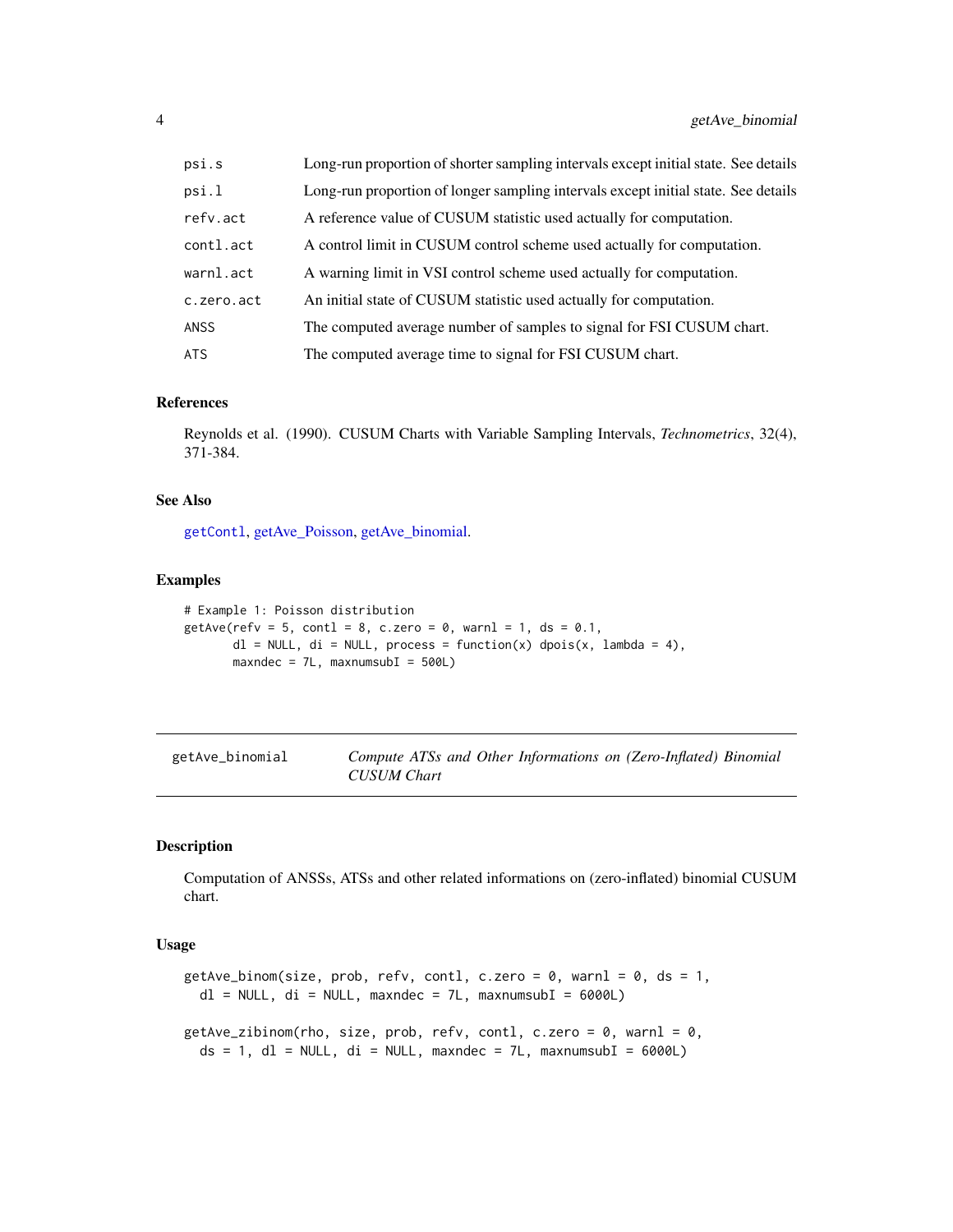| | |
|---|---|
| psi.s | Long-run proportion of shorter sampling intervals except initial state. See details |
| psi.l | Long-run proportion of longer sampling intervals except initial state. See details |
| refv.act | A reference value of CUSUM statistic used actually for computation. |
| contl.act | A control limit in CUSUM control scheme used actually for computation. |
| warnl.act | A warning limit in VSI control scheme used actually for computation. |
| c.zero.act | An initial state of CUSUM statistic used actually for computation. |
| ANSS | The computed average number of samples to signal for FSI CUSUM chart. |
| ATS | The computed average time to signal for FSI CUSUM chart. |

### References

Reynolds et al. (1990). CUSUM Charts with Variable Sampling Intervals, *Technometrics*, 32(4), 371-384.

### See Also

getContl, getAve_Poisson, getAve_binomial.

### Examples

```
# Example 1: Poisson distribution
getAve(refv = 5, contl = 8, c.zero = 0, warnl = 1, ds = 0.1,
       dl = NULL, di = NULL, process = function(x) dpois(x, lambda = 4),
       maxndec = 7L, maxnumsubI = 500L)
```

---

## getAve_binomial — *Compute ATSs and Other Informations on (Zero-Inflated) Binomial CUSUM Chart*

### Description

Computation of ANSSs, ATSs and other related informations on (zero-inflated) binomial CUSUM chart.

### Usage

```
getAve_binom(size, prob, refv, contl, c.zero = 0, warnl = 0, ds = 1,
  dl = NULL, di = NULL, maxndec = 7L, maxnumsubI = 6000L)

getAve_zibinom(rho, size, prob, refv, contl, c.zero = 0, warnl = 0,
  ds = 1, dl = NULL, di = NULL, maxndec = 7L, maxnumsubI = 6000L)
```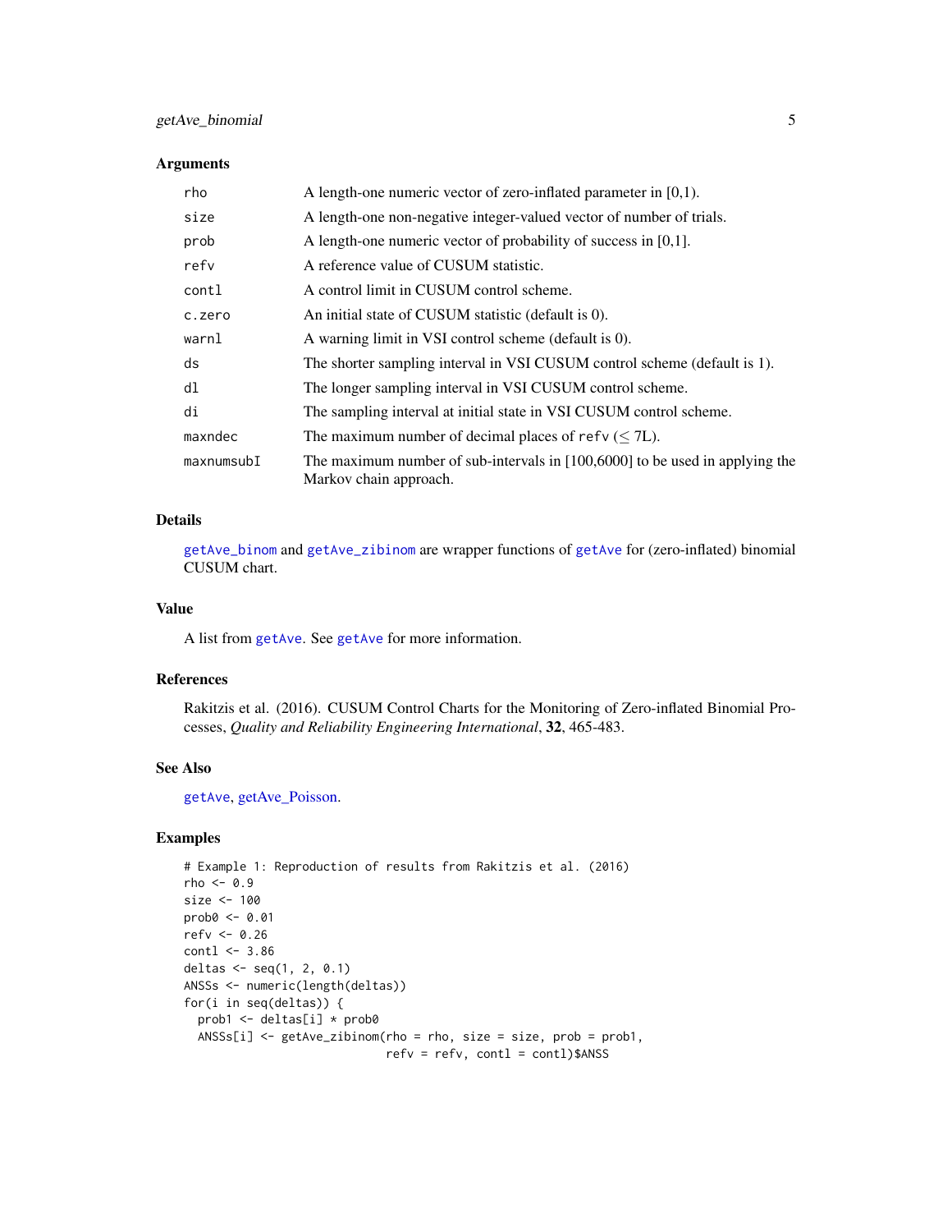### Arguments

| | |
|---|---|
| rho | A length-one numeric vector of zero-inflated parameter in [0,1). |
| size | A length-one non-negative integer-valued vector of number of trials. |
| prob | A length-one numeric vector of probability of success in [0,1]. |
| refv | A reference value of CUSUM statistic. |
| contl | A control limit in CUSUM control scheme. |
| c.zero | An initial state of CUSUM statistic (default is 0). |
| warnl | A warning limit in VSI control scheme (default is 0). |
| ds | The shorter sampling interval in VSI CUSUM control scheme (default is 1). |
| dl | The longer sampling interval in VSI CUSUM control scheme. |
| di | The sampling interval at initial state in VSI CUSUM control scheme. |
| maxndec | The maximum number of decimal places of refv ($\leq$ 7L). |
| maxnumsubI | The maximum number of sub-intervals in [100,6000] to be used in applying the Markov chain approach. |

### Details

getAve_binom and getAve_zibinom are wrapper functions of getAve for (zero-inflated) binomial CUSUM chart.

### Value

A list from getAve. See getAve for more information.

### References

Rakitzis et al. (2016). CUSUM Control Charts for the Monitoring of Zero-inflated Binomial Processes, *Quality and Reliability Engineering International*, **32**, 465-483.

### See Also

getAve, getAve_Poisson.

### Examples

```
# Example 1: Reproduction of results from Rakitzis et al. (2016)
rho <- 0.9
size <- 100
prob0 <- 0.01
refv <- 0.26
contl <- 3.86
deltas <- seq(1, 2, 0.1)
ANSSs <- numeric(length(deltas))
for(i in seq(deltas)) {
  prob1 <- deltas[i] * prob0
  ANSSs[i] <- getAve_zibinom(rho = rho, size = size, prob = prob1,
                             refv = refv, contl = contl)$ANSS
```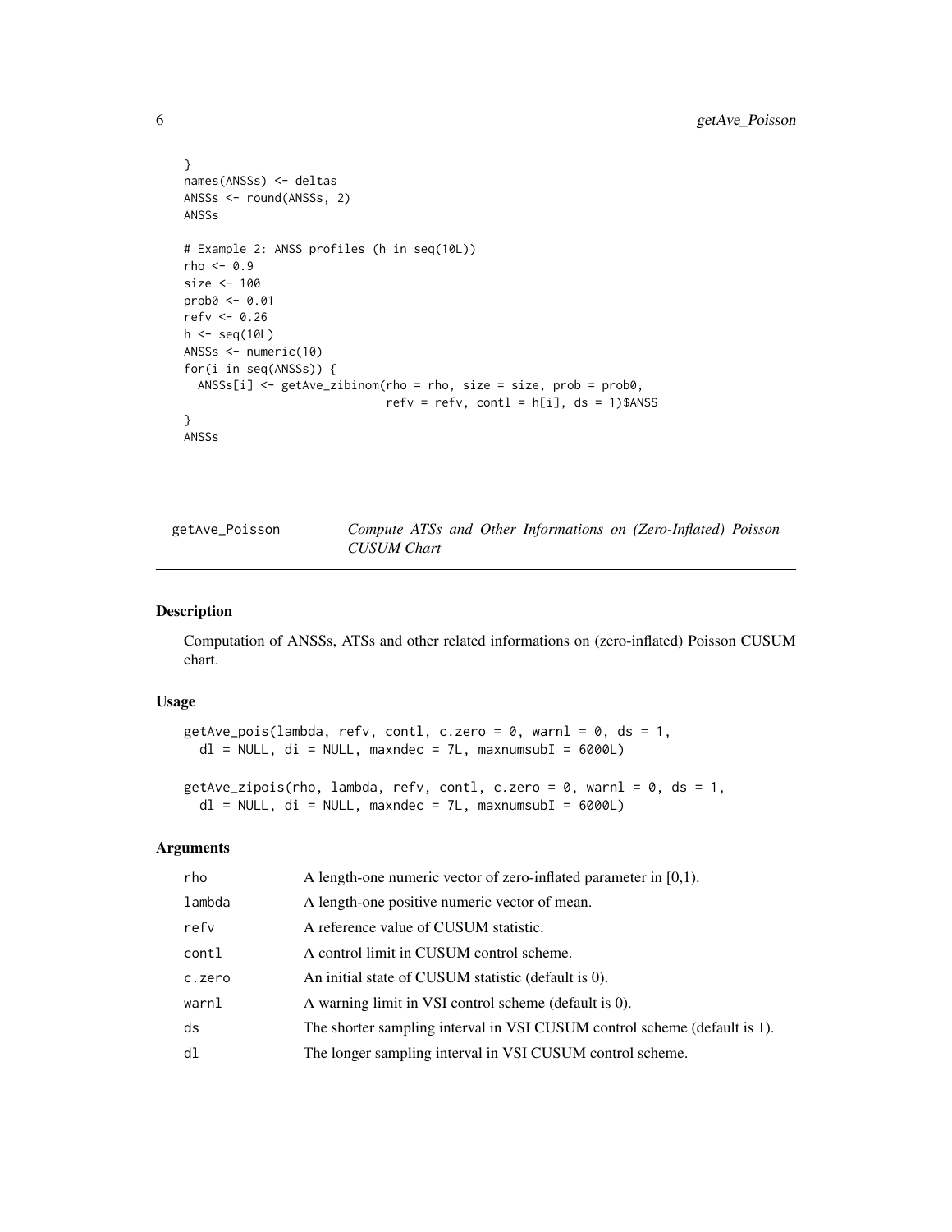```
}
names(ANSSs) <- deltas
ANSSs <- round(ANSSs, 2)
ANSSs

# Example 2: ANSS profiles (h in seq(10L))
rho <- 0.9
size <- 100
prob0 <- 0.01
refv <- 0.26
h <- seq(10L)
ANSSs <- numeric(10)
for(i in seq(ANSSs)) {
  ANSSs[i] <- getAve_zibinom(rho = rho, size = size, prob = prob0,
                             refv = refv, contl = h[i], ds = 1)$ANSS
}
ANSSs
```

---

## getAve_Poisson — *Compute ATSs and Other Informations on (Zero-Inflated) Poisson CUSUM Chart*

### Description

Computation of ANSSs, ATSs and other related informations on (zero-inflated) Poisson CUSUM chart.

### Usage

```
getAve_pois(lambda, refv, contl, c.zero = 0, warnl = 0, ds = 1,
  dl = NULL, di = NULL, maxndec = 7L, maxnumsubI = 6000L)

getAve_zipois(rho, lambda, refv, contl, c.zero = 0, warnl = 0, ds = 1,
  dl = NULL, di = NULL, maxndec = 7L, maxnumsubI = 6000L)
```

### Arguments

| | |
|---|---|
| rho | A length-one numeric vector of zero-inflated parameter in [0,1). |
| lambda | A length-one positive numeric vector of mean. |
| refv | A reference value of CUSUM statistic. |
| contl | A control limit in CUSUM control scheme. |
| c.zero | An initial state of CUSUM statistic (default is 0). |
| warnl | A warning limit in VSI control scheme (default is 0). |
| ds | The shorter sampling interval in VSI CUSUM control scheme (default is 1). |
| dl | The longer sampling interval in VSI CUSUM control scheme. |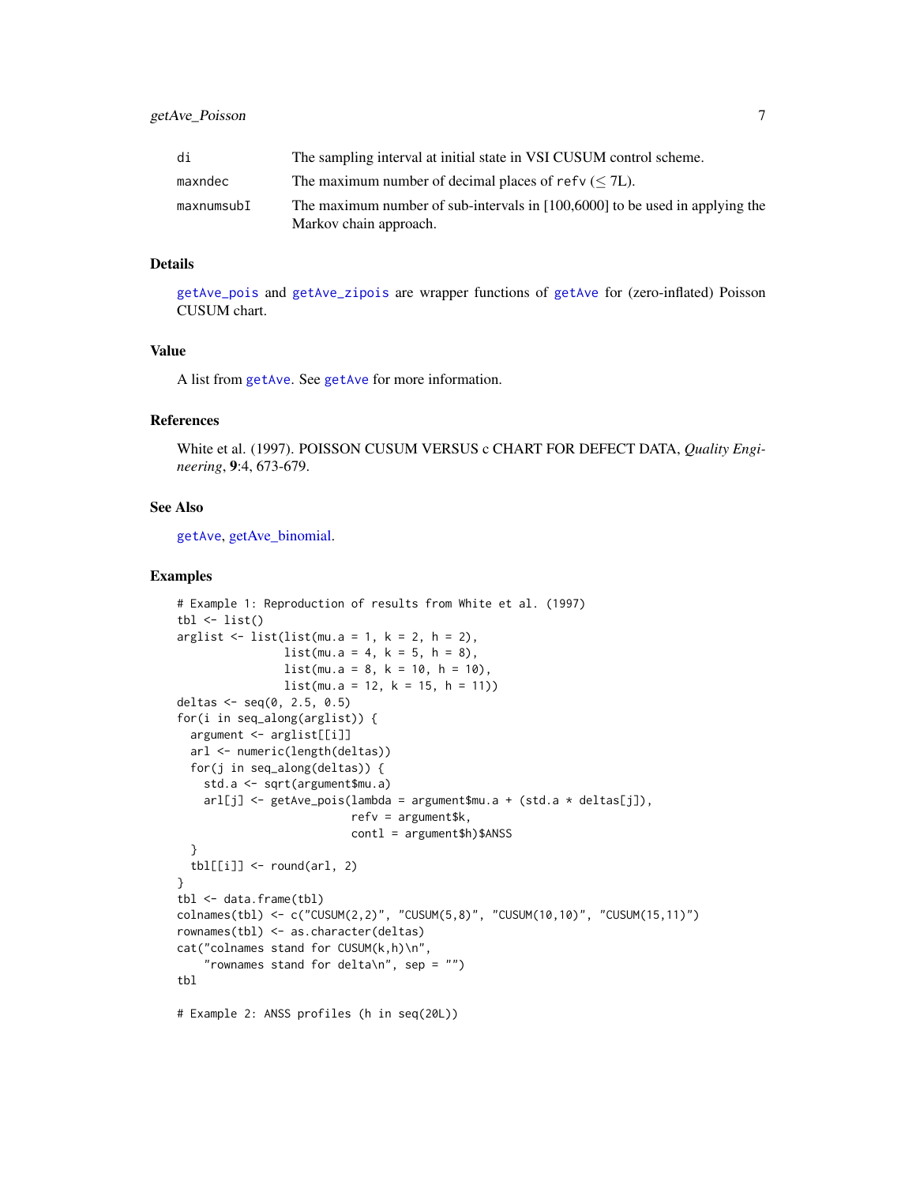| | |
|---|---|
| di | The sampling interval at initial state in VSI CUSUM control scheme. |
| maxndec | The maximum number of decimal places of refv ($\leq$ 7L). |
| maxnumsubI | The maximum number of sub-intervals in [100,6000] to be used in applying the Markov chain approach. |

## Details

getAve_pois and getAve_zipois are wrapper functions of getAve for (zero-inflated) Poisson CUSUM chart.

## Value

A list from getAve. See getAve for more information.

## References

White et al. (1997). POISSON CUSUM VERSUS c CHART FOR DEFECT DATA, *Quality Engineering*, **9**:4, 673-679.

## See Also

getAve, getAve_binomial.

## Examples

```
# Example 1: Reproduction of results from White et al. (1997)
tbl <- list()
arglist <- list(list(mu.a = 1, k = 2, h = 2),
                list(mu.a = 4, k = 5, h = 8),
                list(mu.a = 8, k = 10, h = 10),
                list(mu.a = 12, k = 15, h = 11))
deltas <- seq(0, 2.5, 0.5)
for(i in seq_along(arglist)) {
  argument <- arglist[[i]]
  arl <- numeric(length(deltas))
  for(j in seq_along(deltas)) {
    std.a <- sqrt(argument$mu.a)
    arl[j] <- getAve_pois(lambda = argument$mu.a + (std.a * deltas[j]),
                          refv = argument$k,
                          contl = argument$h)$ANSS
  }
  tbl[[i]] <- round(arl, 2)
}
tbl <- data.frame(tbl)
colnames(tbl) <- c("CUSUM(2,2)", "CUSUM(5,8)", "CUSUM(10,10)", "CUSUM(15,11)")
rownames(tbl) <- as.character(deltas)
cat("colnames stand for CUSUM(k,h)\n",
    "rownames stand for delta\n", sep = "")
tbl

# Example 2: ANSS profiles (h in seq(20L))
```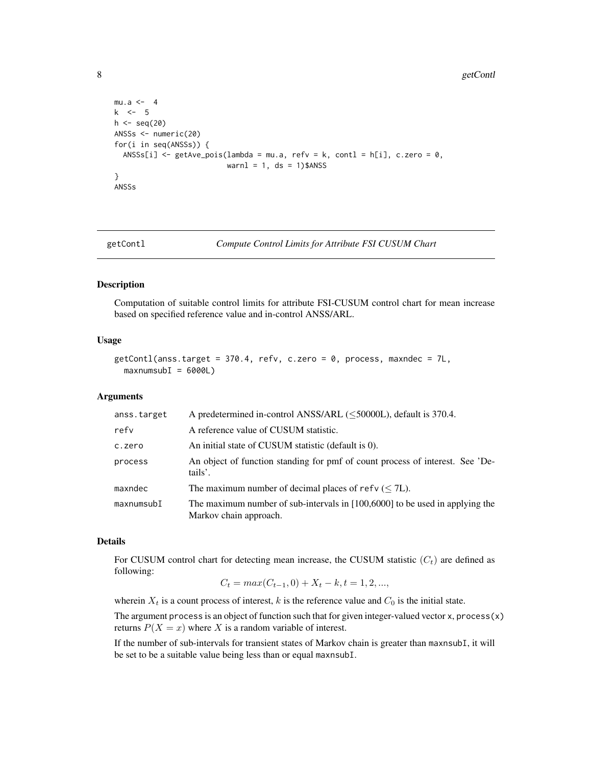```
mu.a <-  4
k  <-  5
h <- seq(20)
ANSSs <- numeric(20)
for(i in seq(ANSSs)) {
  ANSSs[i] <- getAve_pois(lambda = mu.a, refv = k, contl = h[i], c.zero = 0,
                          warnl = 1, ds = 1)$ANSS
}
ANSSs
```

## getContl — *Compute Control Limits for Attribute FSI CUSUM Chart*

### Description

Computation of suitable control limits for attribute FSI-CUSUM control chart for mean increase based on specified reference value and in-control ANSS/ARL.

### Usage

```
getContl(anss.target = 370.4, refv, c.zero = 0, process, maxndec = 7L,
  maxnumsubI = 6000L)
```

### Arguments

| | |
|---|---|
| anss.target | A predetermined in-control ANSS/ARL ($\leq$50000L), default is 370.4. |
| refv | A reference value of CUSUM statistic. |
| c.zero | An initial state of CUSUM statistic (default is 0). |
| process | An object of function standing for pmf of count process of interest. See 'Details'. |
| maxndec | The maximum number of decimal places of refv ($\leq$ 7L). |
| maxnumsubI | The maximum number of sub-intervals in [100,6000] to be used in applying the Markov chain approach. |

### Details

For CUSUM control chart for detecting mean increase, the CUSUM statistic ($C_t$) are defined as following:

$$C_t = max(C_{t-1}, 0) + X_t - k, t = 1, 2, ...,$$

wherein $X_t$ is a count process of interest, $k$ is the reference value and $C_0$ is the initial state.

The argument process is an object of function such that for given integer-valued vector x, process(x) returns $P(X = x)$ where $X$ is a random variable of interest.

If the number of sub-intervals for transient states of Markov chain is greater than maxnsubI, it will be set to be a suitable value being less than or equal maxnsubI.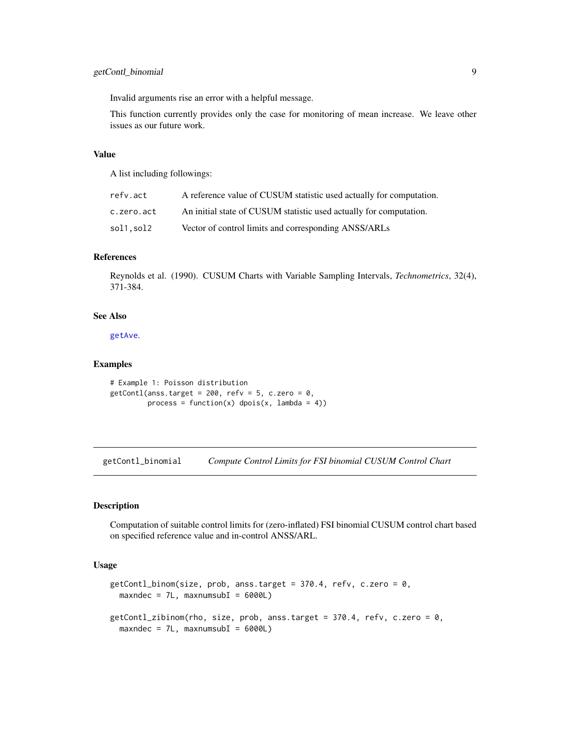Invalid arguments rise an error with a helpful message.

This function currently provides only the case for monitoring of mean increase. We leave other issues as our future work.

### Value

A list including followings:

| | |
|---|---|
| `refv.act` | A reference value of CUSUM statistic used actually for computation. |
| `c.zero.act` | An initial state of CUSUM statistic used actually for computation. |
| `sol1,sol2` | Vector of control limits and corresponding ANSS/ARLs |

### References

Reynolds et al. (1990). CUSUM Charts with Variable Sampling Intervals, *Technometrics*, 32(4), 371-384.

### See Also

`getAve`.

### Examples

```
# Example 1: Poisson distribution
getContl(anss.target = 200, refv = 5, c.zero = 0,
         process = function(x) dpois(x, lambda = 4))
```

---

## `getContl_binomial` *Compute Control Limits for FSI binomial CUSUM Control Chart*

---

### Description

Computation of suitable control limits for (zero-inflated) FSI binomial CUSUM control chart based on specified reference value and in-control ANSS/ARL.

### Usage

```
getContl_binom(size, prob, anss.target = 370.4, refv, c.zero = 0,
  maxndec = 7L, maxnumsubI = 6000L)

getContl_zibinom(rho, size, prob, anss.target = 370.4, refv, c.zero = 0,
  maxndec = 7L, maxnumsubI = 6000L)
```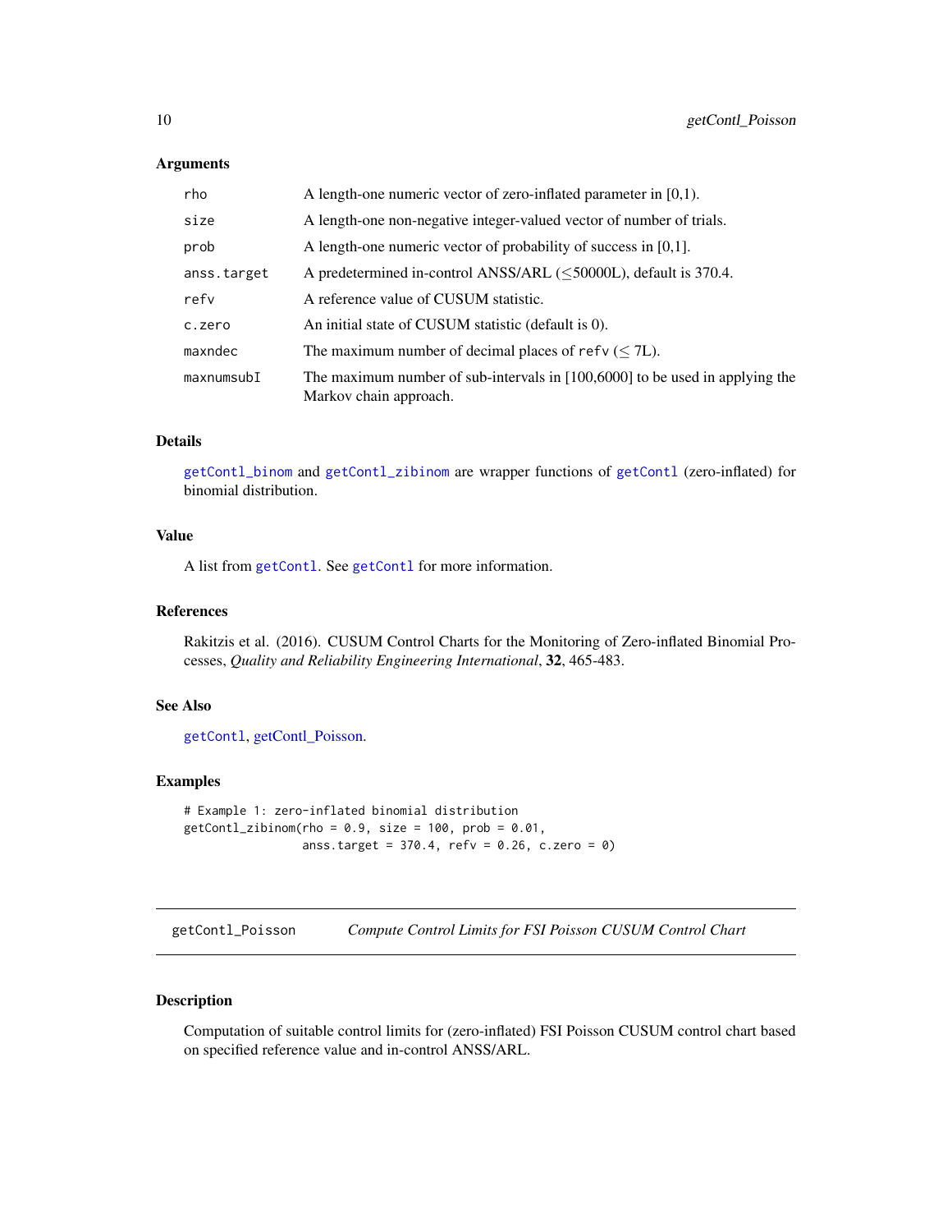### Arguments

| | |
|---|---|
| rho | A length-one numeric vector of zero-inflated parameter in [0,1). |
| size | A length-one non-negative integer-valued vector of number of trials. |
| prob | A length-one numeric vector of probability of success in [0,1]. |
| anss.target | A predetermined in-control ANSS/ARL ($\leq$50000L), default is 370.4. |
| refv | A reference value of CUSUM statistic. |
| c.zero | An initial state of CUSUM statistic (default is 0). |
| maxndec | The maximum number of decimal places of refv ($\leq$ 7L). |
| maxnumsubI | The maximum number of sub-intervals in [100,6000] to be used in applying the Markov chain approach. |

### Details

getContl_binom and getContl_zibinom are wrapper functions of getContl (zero-inflated) for binomial distribution.

### Value

A list from getContl. See getContl for more information.

### References

Rakitzis et al. (2016). CUSUM Control Charts for the Monitoring of Zero-inflated Binomial Processes, *Quality and Reliability Engineering International*, **32**, 465-483.

### See Also

getContl, getContl_Poisson.

### Examples

```
# Example 1: zero-inflated binomial distribution
getContl_zibinom(rho = 0.9, size = 100, prob = 0.01,
                 anss.target = 370.4, refv = 0.26, c.zero = 0)
```

---

## getContl_Poisson — *Compute Control Limits for FSI Poisson CUSUM Control Chart*

### Description

Computation of suitable control limits for (zero-inflated) FSI Poisson CUSUM control chart based on specified reference value and in-control ANSS/ARL.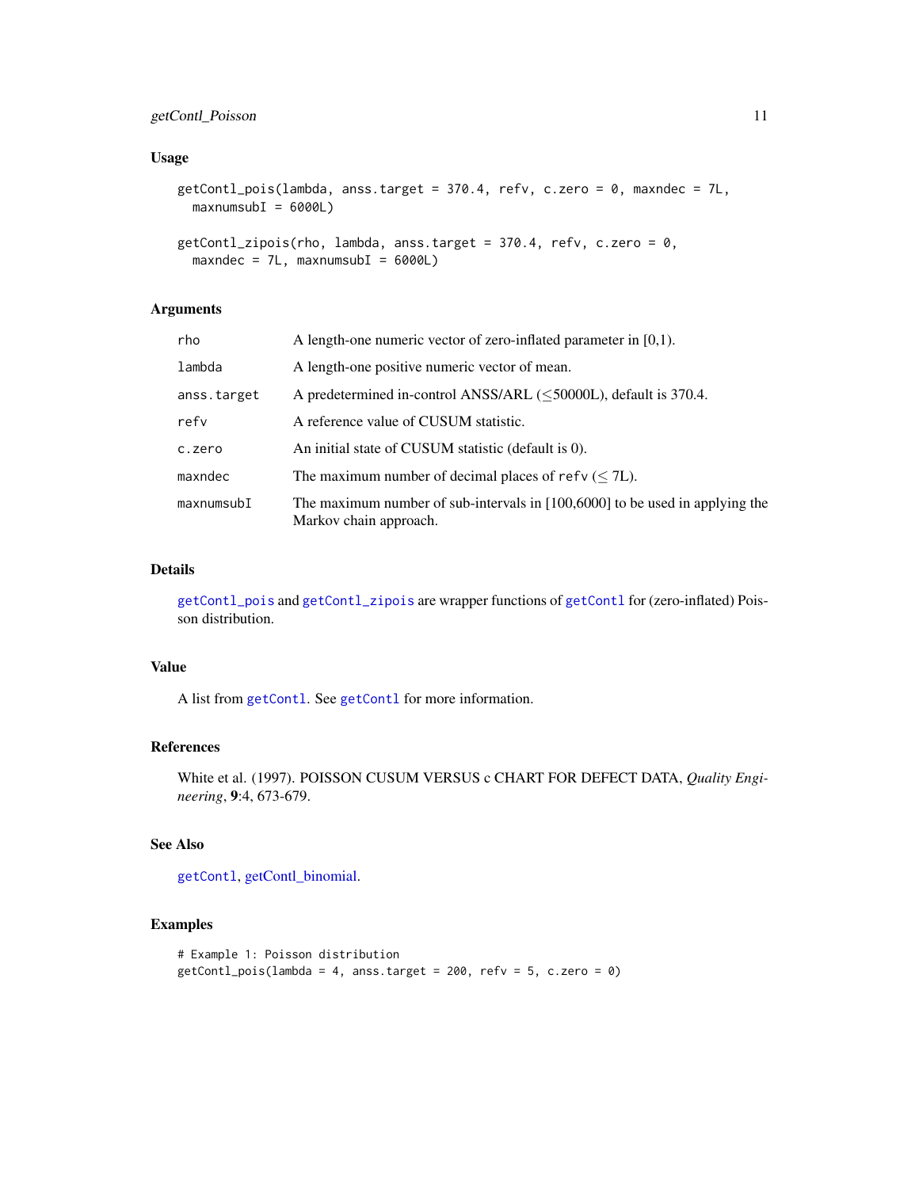### Usage

```
getContl_pois(lambda, anss.target = 370.4, refv, c.zero = 0, maxndec = 7L,
  maxnumsubI = 6000L)

getContl_zipois(rho, lambda, anss.target = 370.4, refv, c.zero = 0,
  maxndec = 7L, maxnumsubI = 6000L)
```

### Arguments

| | |
|---|---|
| rho | A length-one numeric vector of zero-inflated parameter in [0,1). |
| lambda | A length-one positive numeric vector of mean. |
| anss.target | A predetermined in-control ANSS/ARL ($\leq$50000L), default is 370.4. |
| refv | A reference value of CUSUM statistic. |
| c.zero | An initial state of CUSUM statistic (default is 0). |
| maxndec | The maximum number of decimal places of refv ($\leq$ 7L). |
| maxnumsubI | The maximum number of sub-intervals in [100,6000] to be used in applying the Markov chain approach. |

### Details

getContl_pois and getContl_zipois are wrapper functions of getContl for (zero-inflated) Poisson distribution.

### Value

A list from getContl. See getContl for more information.

### References

White et al. (1997). POISSON CUSUM VERSUS c CHART FOR DEFECT DATA, *Quality Engineering*, **9**:4, 673-679.

### See Also

getContl, getContl_binomial.

### Examples

```
# Example 1: Poisson distribution
getContl_pois(lambda = 4, anss.target = 200, refv = 5, c.zero = 0)
```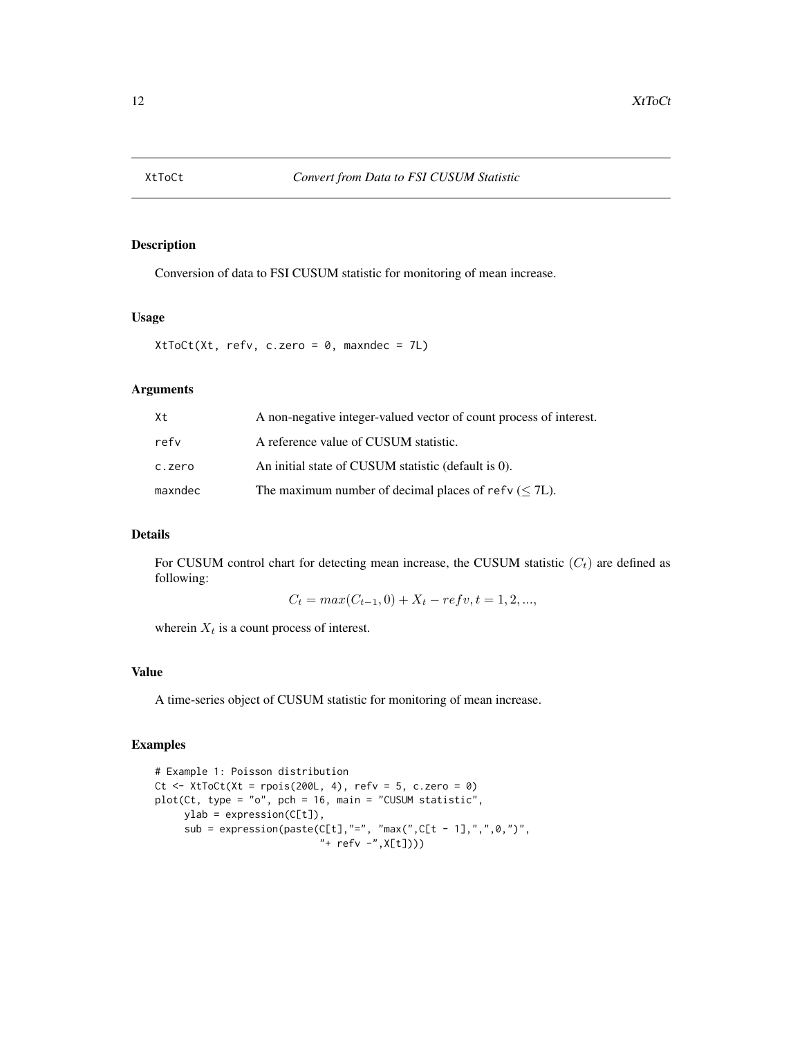# XtToCt — *Convert from Data to FSI CUSUM Statistic*

## Description

Conversion of data to FSI CUSUM statistic for monitoring of mean increase.

## Usage

```
XtToCt(Xt, refv, c.zero = 0, maxndec = 7L)
```

## Arguments

| | |
|---|---|
| Xt | A non-negative integer-valued vector of count process of interest. |
| refv | A reference value of CUSUM statistic. |
| c.zero | An initial state of CUSUM statistic (default is 0). |
| maxndec | The maximum number of decimal places of refv ($\leq$ 7L). |

## Details

For CUSUM control chart for detecting mean increase, the CUSUM statistic $(C_t)$ are defined as following:

$$C_t = max(C_{t-1}, 0) + X_t - refv, t = 1, 2, ...,$$

wherein $X_t$ is a count process of interest.

## Value

A time-series object of CUSUM statistic for monitoring of mean increase.

## Examples

```
# Example 1: Poisson distribution
Ct <- XtToCt(Xt = rpois(200L, 4), refv = 5, c.zero = 0)
plot(Ct, type = "o", pch = 16, main = "CUSUM statistic",
     ylab = expression(C[t]),
     sub = expression(paste(C[t],"=", "max(",C[t - 1],",",0,")",
                            "+ refv -",X[t])))
```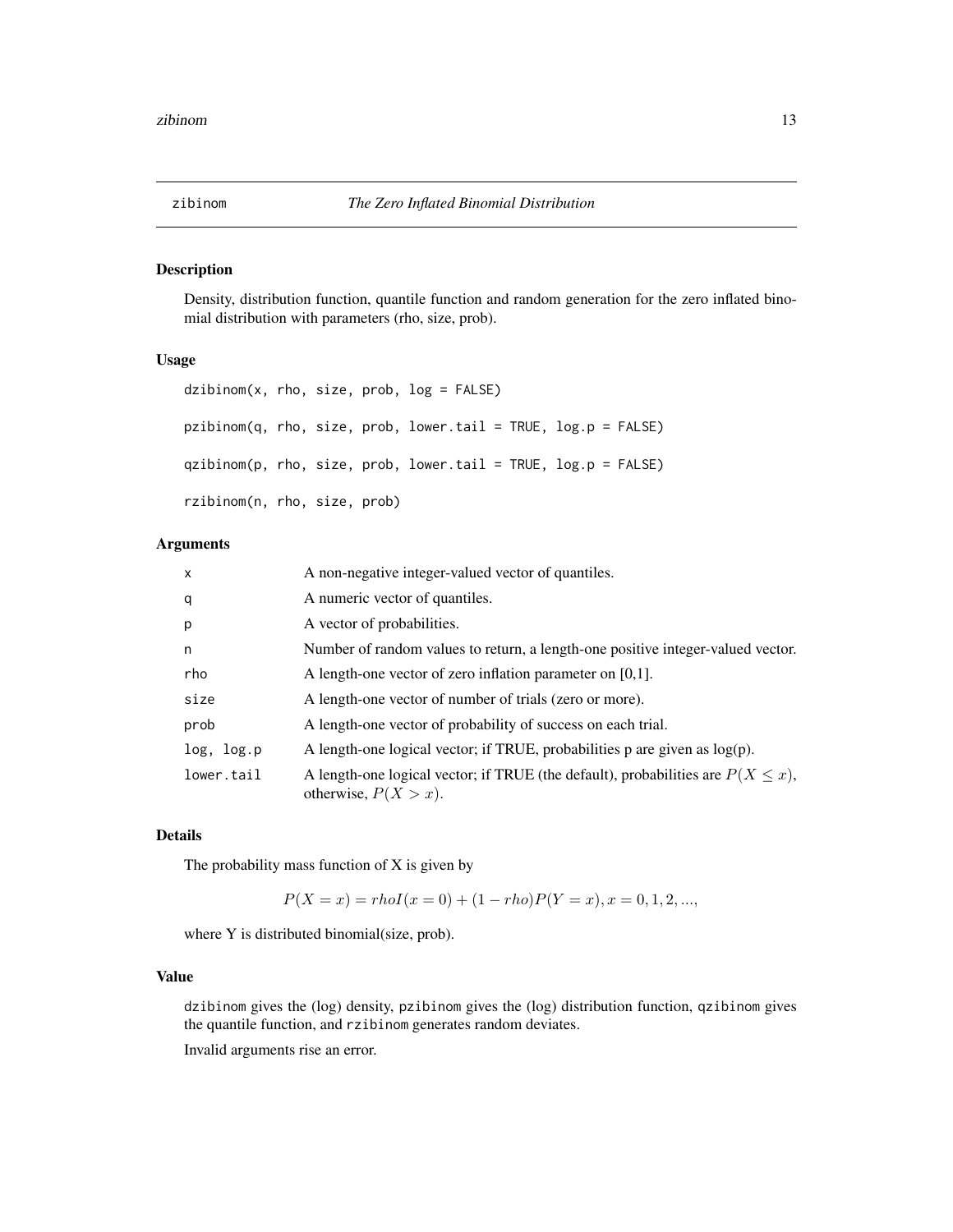# zibinom *The Zero Inflated Binomial Distribution*

## Description

Density, distribution function, quantile function and random generation for the zero inflated binomial distribution with parameters (rho, size, prob).

## Usage

```
dzibinom(x, rho, size, prob, log = FALSE)

pzibinom(q, rho, size, prob, lower.tail = TRUE, log.p = FALSE)

qzibinom(p, rho, size, prob, lower.tail = TRUE, log.p = FALSE)

rzibinom(n, rho, size, prob)
```

## Arguments

| | |
|---|---|
| `x` | A non-negative integer-valued vector of quantiles. |
| `q` | A numeric vector of quantiles. |
| `p` | A vector of probabilities. |
| `n` | Number of random values to return, a length-one positive integer-valued vector. |
| `rho` | A length-one vector of zero inflation parameter on [0,1]. |
| `size` | A length-one vector of number of trials (zero or more). |
| `prob` | A length-one vector of probability of success on each trial. |
| `log, log.p` | A length-one logical vector; if TRUE, probabilities p are given as log(p). |
| `lower.tail` | A length-one logical vector; if TRUE (the default), probabilities are $P(X \leq x)$, otherwise, $P(X > x)$. |

## Details

The probability mass function of X is given by

$$P(X = x) = rhoI(x = 0) + (1 - rho)P(Y = x), x = 0, 1, 2, ...,$$

where Y is distributed binomial(size, prob).

## Value

`dzibinom` gives the (log) density, `pzibinom` gives the (log) distribution function, `qzibinom` gives the quantile function, and `rzibinom` generates random deviates.

Invalid arguments rise an error.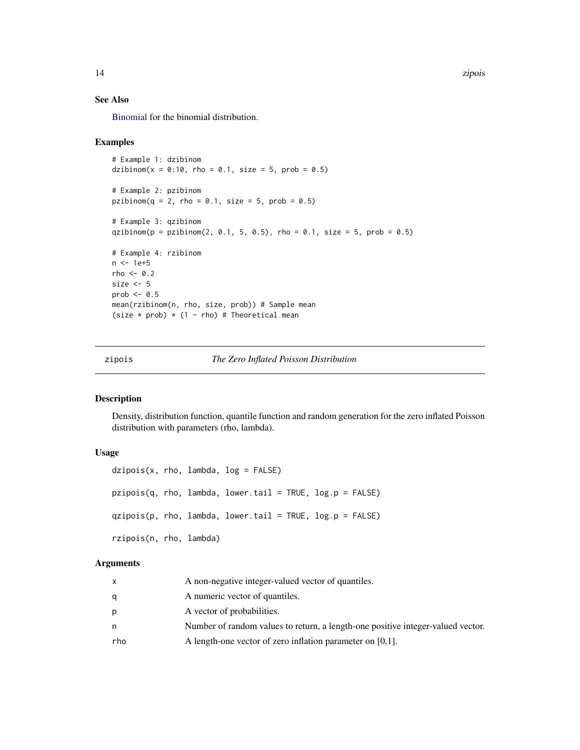### See Also

Binomial for the binomial distribution.

### Examples

```
# Example 1: dzibinom
dzibinom(x = 0:10, rho = 0.1, size = 5, prob = 0.5)

# Example 2: pzibinom
pzibinom(q = 2, rho = 0.1, size = 5, prob = 0.5)

# Example 3: qzibinom
qzibinom(p = pzibinom(2, 0.1, 5, 0.5), rho = 0.1, size = 5, prob = 0.5)

# Example 4: rzibinom
n <- 1e+5
rho <- 0.2
size <- 5
prob <- 0.5
mean(rzibinom(n, rho, size, prob)) # Sample mean
(size * prob) * (1 - rho) # Theoretical mean
```

---

## zipois *The Zero Inflated Poisson Distribution*

### Description

Density, distribution function, quantile function and random generation for the zero inflated Poisson distribution with parameters (rho, lambda).

### Usage

```
dzipois(x, rho, lambda, log = FALSE)

pzipois(q, rho, lambda, lower.tail = TRUE, log.p = FALSE)

qzipois(p, rho, lambda, lower.tail = TRUE, log.p = FALSE)

rzipois(n, rho, lambda)
```

### Arguments

| | |
|---|---|
| x | A non-negative integer-valued vector of quantiles. |
| q | A numeric vector of quantiles. |
| p | A vector of probabilities. |
| n | Number of random values to return, a length-one positive integer-valued vector. |
| rho | A length-one vector of zero inflation parameter on [0,1]. |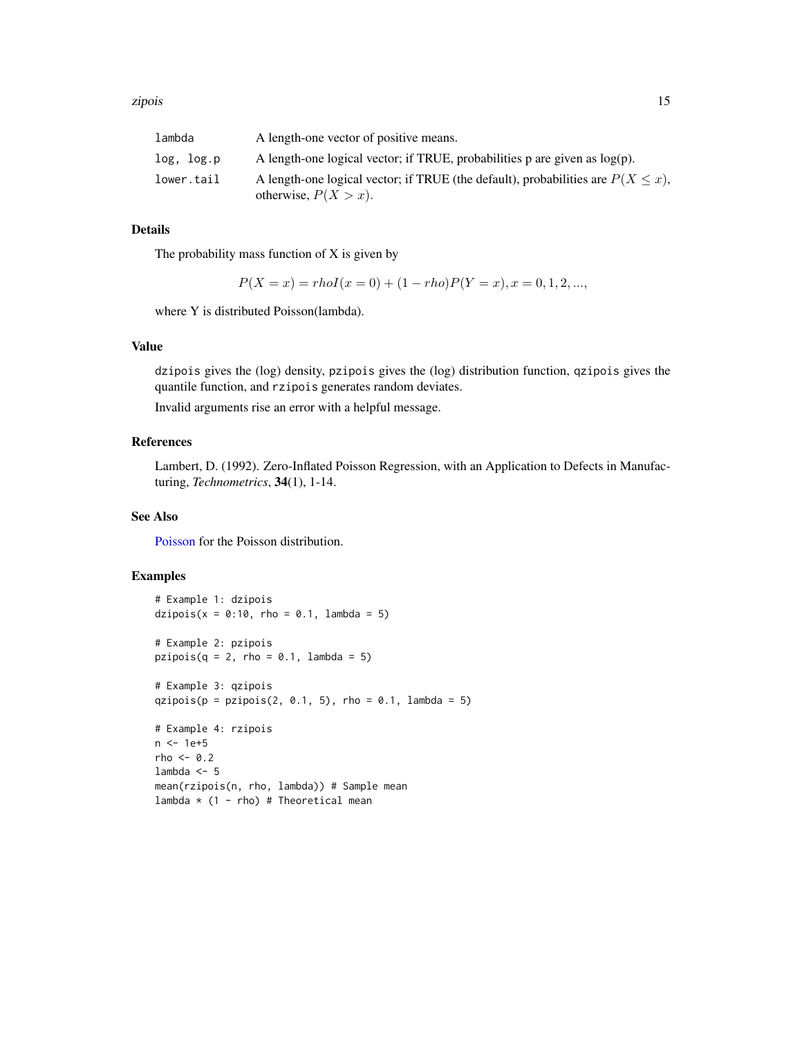| | |
|---|---|
| lambda | A length-one vector of positive means. |
| log, log.p | A length-one logical vector; if TRUE, probabilities p are given as log(p). |
| lower.tail | A length-one logical vector; if TRUE (the default), probabilities are $P(X \leq x)$, otherwise, $P(X > x)$. |

## Details

The probability mass function of X is given by

$$P(X = x) = rhoI(x = 0) + (1 - rho)P(Y = x), x = 0, 1, 2, ...,$$

where Y is distributed Poisson(lambda).

## Value

`dzipois` gives the (log) density, `pzipois` gives the (log) distribution function, `qzipois` gives the quantile function, and `rzipois` generates random deviates.

Invalid arguments rise an error with a helpful message.

## References

Lambert, D. (1992). Zero-Inflated Poisson Regression, with an Application to Defects in Manufacturing, *Technometrics*, **34**(1), 1-14.

## See Also

Poisson for the Poisson distribution.

## Examples

```
# Example 1: dzipois
dzipois(x = 0:10, rho = 0.1, lambda = 5)

# Example 2: pzipois
pzipois(q = 2, rho = 0.1, lambda = 5)

# Example 3: qzipois
qzipois(p = pzipois(2, 0.1, 5), rho = 0.1, lambda = 5)

# Example 4: rzipois
n <- 1e+5
rho <- 0.2
lambda <- 5
mean(rzipois(n, rho, lambda)) # Sample mean
lambda * (1 - rho) # Theoretical mean
```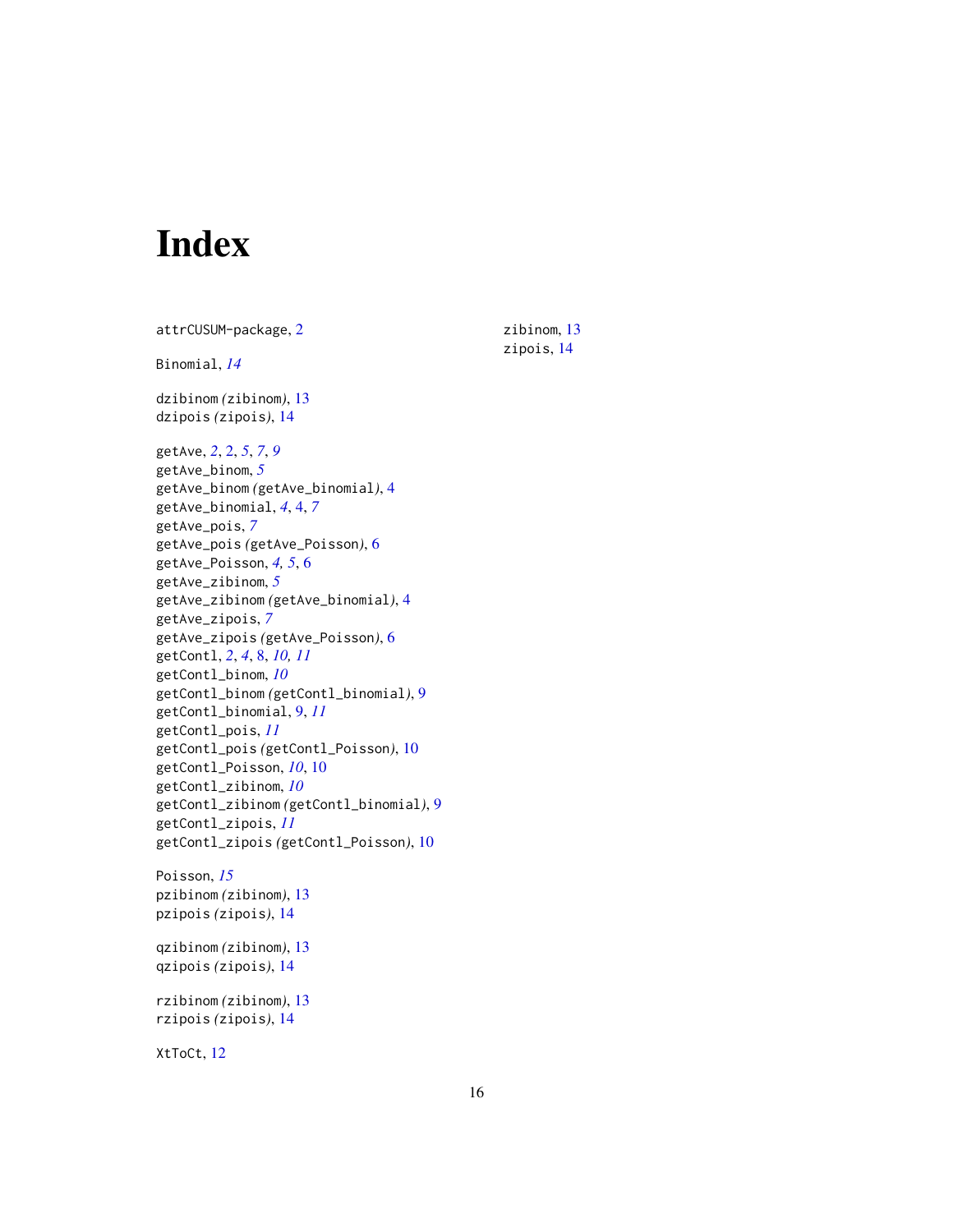# Index

attrCUSUM-package, 2

Binomial, *14*

dzibinom *(*zibinom*)*, 13
dzipois *(*zipois*)*, 14

getAve, *2*, 2, *5*, *7*, *9*
getAve_binom, *5*
getAve_binom *(*getAve_binomial*)*, 4
getAve_binomial, *4*, 4, *7*
getAve_pois, *7*
getAve_pois *(*getAve_Poisson*)*, 6
getAve_Poisson, *4, 5*, 6
getAve_zibinom, *5*
getAve_zibinom *(*getAve_binomial*)*, 4
getAve_zipois, *7*
getAve_zipois *(*getAve_Poisson*)*, 6
getContl, *2*, *4*, 8, *10, 11*
getContl_binom, *10*
getContl_binom *(*getContl_binomial*)*, 9
getContl_binomial, 9, *11*
getContl_pois, *11*
getContl_pois *(*getContl_Poisson*)*, 10
getContl_Poisson, *10*, 10
getContl_zibinom, *10*
getContl_zibinom *(*getContl_binomial*)*, 9
getContl_zipois, *11*
getContl_zipois *(*getContl_Poisson*)*, 10

Poisson, *15*
pzibinom *(*zibinom*)*, 13
pzipois *(*zipois*)*, 14

qzibinom *(*zibinom*)*, 13
qzipois *(*zipois*)*, 14

rzibinom *(*zibinom*)*, 13
rzipois *(*zipois*)*, 14

XtToCt, 12

zibinom, 13
zipois, 14